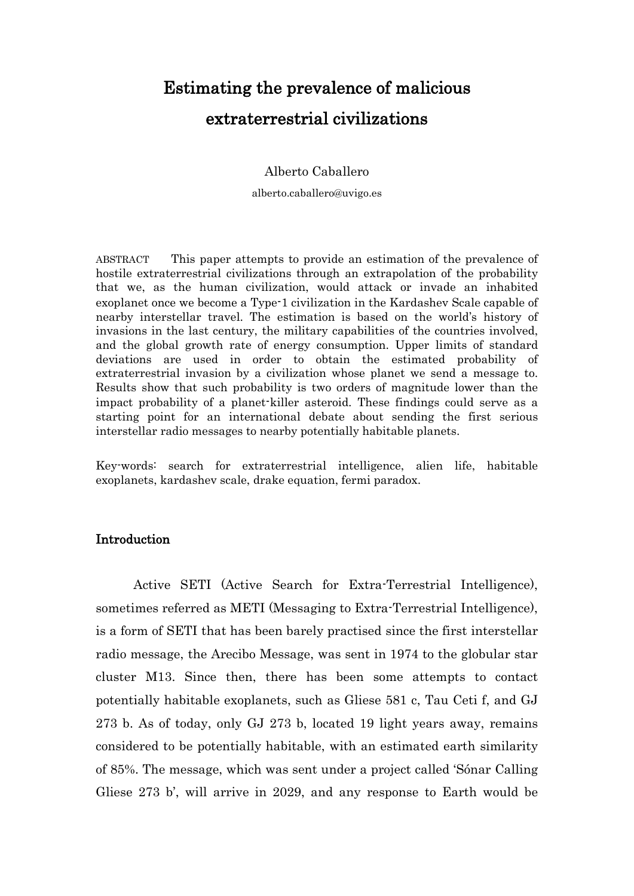# Estimating the prevalence of malicious extraterrestrial civilizations

Alberto Caballero

alberto.caballero@uvigo.es

ABSTRACT This paper attempts to provide an estimation of the prevalence of hostile extraterrestrial civilizations through an extrapolation of the probability that we, as the human civilization, would attack or invade an inhabited exoplanet once we become a Type-1 civilization in the Kardashev Scale capable of nearby interstellar travel. The estimation is based on the world's history of invasions in the last century, the military capabilities of the countries involved, and the global growth rate of energy consumption. Upper limits of standard deviations are used in order to obtain the estimated probability of extraterrestrial invasion by a civilization whose planet we send a message to. Results show that such probability is two orders of magnitude lower than the impact probability of a planet-killer asteroid. These findings could serve as a starting point for an international debate about sending the first serious interstellar radio messages to nearby potentially habitable planets.

Key-words: search for extraterrestrial intelligence, alien life, habitable exoplanets, kardashev scale, drake equation, fermi paradox.

## Introduction

Active SETI (Active Search for Extra-Terrestrial Intelligence), sometimes referred as METI (Messaging to Extra-Terrestrial Intelligence), is a form of SETI that has been barely practised since the first interstellar radio message, the Arecibo Message, was sent in 1974 to the globular star cluster M13. Since then, there has been some attempts to contact potentially habitable exoplanets, such as Gliese 581 c, Tau Ceti f, and GJ 273 b. As of today, only GJ 273 b, located 19 light years away, remains considered to be potentially habitable, with an estimated earth similarity of 85%. The message, which was sent under a project called 'Sónar Calling Gliese 273 b', will arrive in 2029, and any response to Earth would be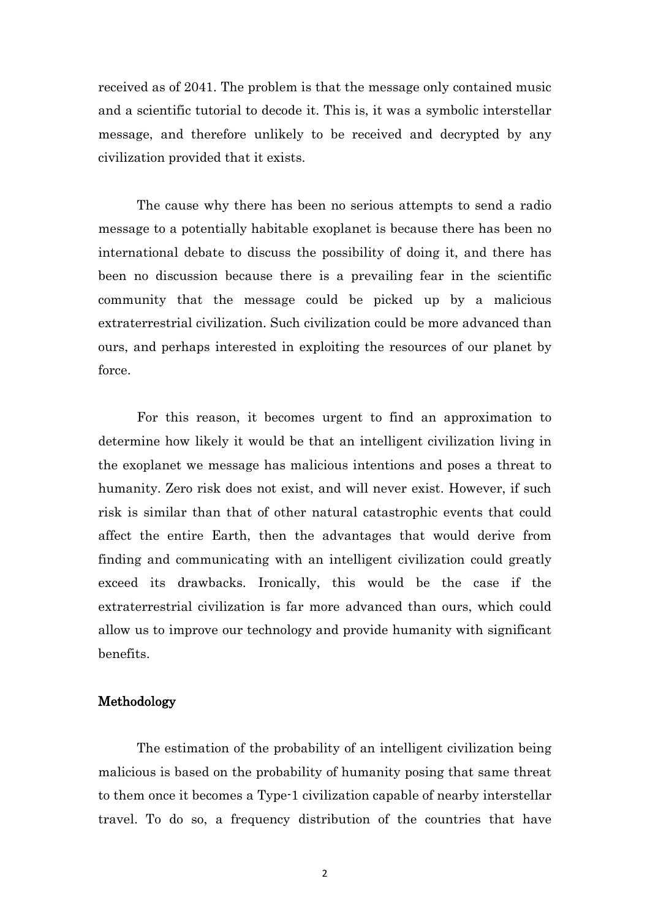received as of 2041. The problem is that the message only contained music and a scientific tutorial to decode it. This is, it was a symbolic interstellar message, and therefore unlikely to be received and decrypted by any civilization provided that it exists.

The cause why there has been no serious attempts to send a radio message to a potentially habitable exoplanet is because there has been no international debate to discuss the possibility of doing it, and there has been no discussion because there is a prevailing fear in the scientific community that the message could be picked up by a malicious extraterrestrial civilization. Such civilization could be more advanced than ours, and perhaps interested in exploiting the resources of our planet by force.

For this reason, it becomes urgent to find an approximation to determine how likely it would be that an intelligent civilization living in the exoplanet we message has malicious intentions and poses a threat to humanity. Zero risk does not exist, and will never exist. However, if such risk is similar than that of other natural catastrophic events that could affect the entire Earth, then the advantages that would derive from finding and communicating with an intelligent civilization could greatly exceed its drawbacks. Ironically, this would be the case if the extraterrestrial civilization is far more advanced than ours, which could allow us to improve our technology and provide humanity with significant benefits.

## Methodology

The estimation of the probability of an intelligent civilization being malicious is based on the probability of humanity posing that same threat to them once it becomes a Type-1 civilization capable of nearby interstellar travel. To do so, a frequency distribution of the countries that have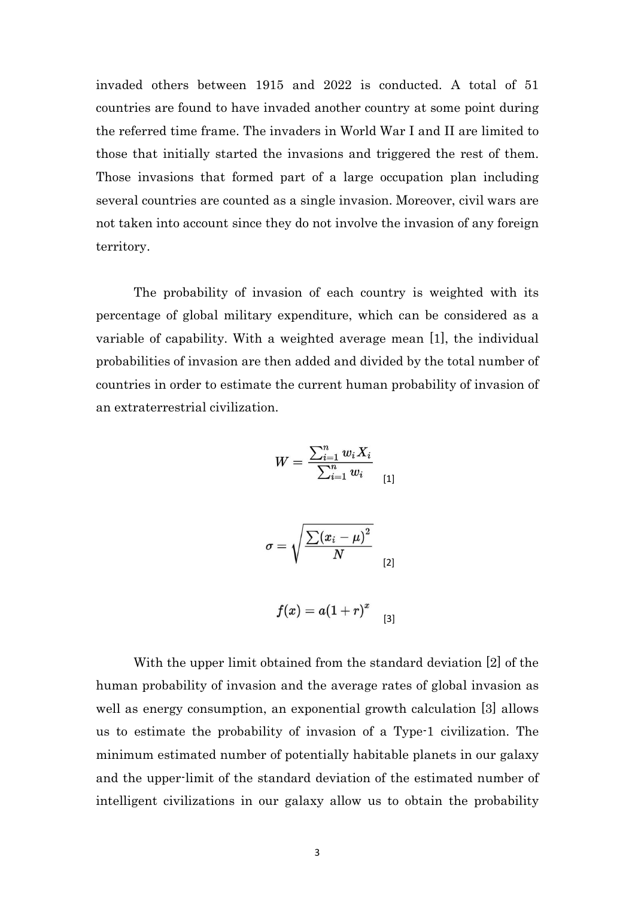invaded others between 1915 and 2022 is conducted. A total of 51 countries are found to have invaded another country at some point during the referred time frame. The invaders in World War I and II are limited to those that initially started the invasions and triggered the rest of them. Those invasions that formed part of a large occupation plan including several countries are counted as a single invasion. Moreover, civil wars are not taken into account since they do not involve the invasion of any foreign territory.

The probability of invasion of each country is weighted with its percentage of global military expenditure, which can be considered as a variable of capability. With a weighted average mean [1], the individual probabilities of invasion are then added and divided by the total number of countries in order to estimate the current human probability of invasion of an extraterrestrial civilization.

$$W = \frac{\sum_{i=1}^{n} w_i X_i}{\sum_{i=1}^{n} w_i} \quad [1]$$

$$\sigma = \sqrt{\frac{\sum (x_i - \mu)^2}{N}} \quad [2]$$

$$f(x) = a(1+r)^x \quad [3]$$

With the upper limit obtained from the standard deviation [2] of the human probability of invasion and the average rates of global invasion as well as energy consumption, an exponential growth calculation [3] allows us to estimate the probability of invasion of a Type-1 civilization. The minimum estimated number of potentially habitable planets in our galaxy and the upper-limit of the standard deviation of the estimated number of intelligent civilizations in our galaxy allow us to obtain the probability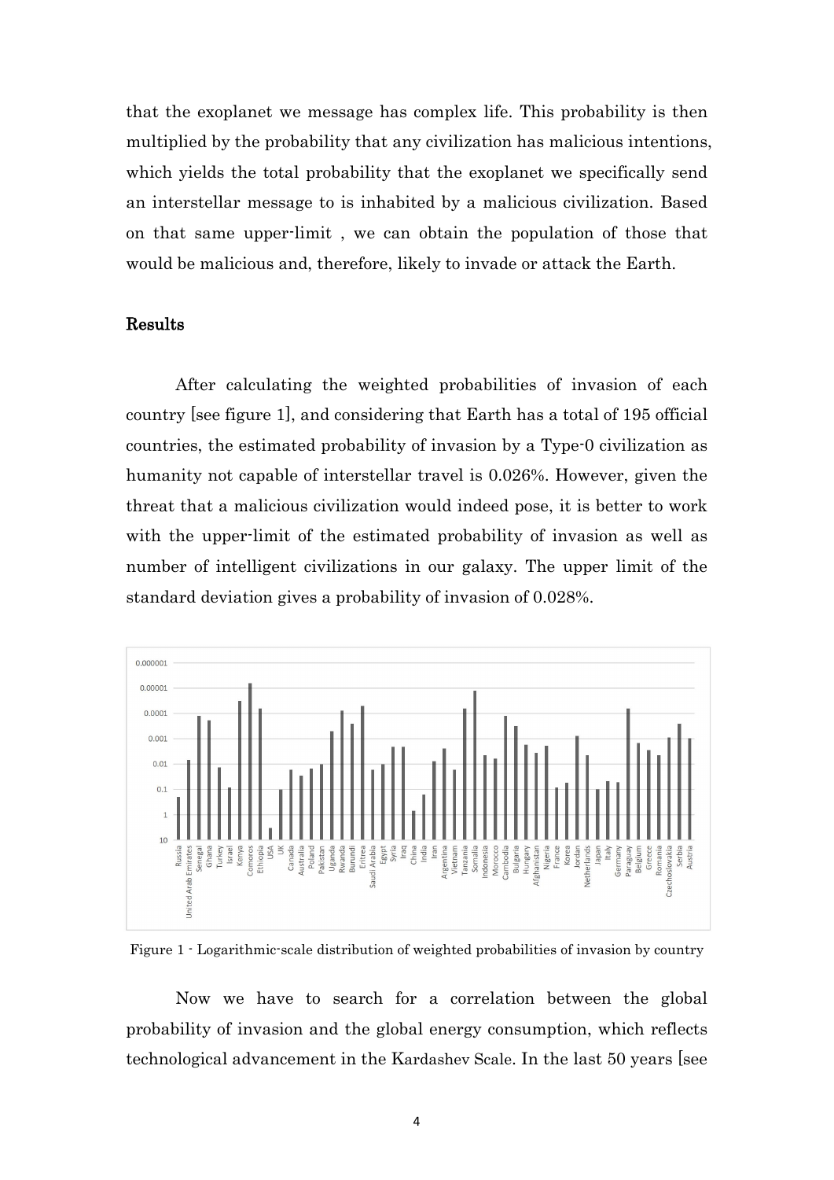that the exoplanet we message has complex life. This probability is then multiplied by the probability that any civilization has malicious intentions, which yields the total probability that the exoplanet we specifically send an interstellar message to is inhabited by a malicious civilization. Based on that same upper-limit , we can obtain the population of those that would be malicious and, therefore, likely to invade or attack the Earth.

## Results

After calculating the weighted probabilities of invasion of each country [see figure 1], and considering that Earth has a total of 195 official countries, the estimated probability of invasion by a Type-0 civilization as humanity not capable of interstellar travel is 0.026%. However, given the threat that a malicious civilization would indeed pose, it is better to work with the upper-limit of the estimated probability of invasion as well as number of intelligent civilizations in our galaxy. The upper limit of the standard deviation gives a probability of invasion of 0.028%.

0.000001
0.00001
0.0001
0.001
0.01
0.1
1
10

Russia, United Arab Emirates, Senegal, Ghana, Turkey, Israel, Kenya, Comoros, Ethiopia, USA, UK, Canada, Australia, Poland, Pakistan, Uganda, Rwanda, Burundi, Eritrea, Saudi Arabia, Egypt, Syria, Iraq, China, India, Iran, Argentina, Vietnam, Tanzania, Somalia, Indonesia, Morocco, Cambodia, Bulgaria, Hungary, Afghanistan, Nigeria, France, Korea, Jordan, Netherlands, Japan, Italy, Germany, Paraguay, Belgium, Greece, Romania, Czechoslovakia, Serbia, Austria

Figure 1 - Logarithmic-scale distribution of weighted probabilities of invasion by country

Now we have to search for a correlation between the global probability of invasion and the global energy consumption, which reflects technological advancement in the Kardashev Scale. In the last 50 years [see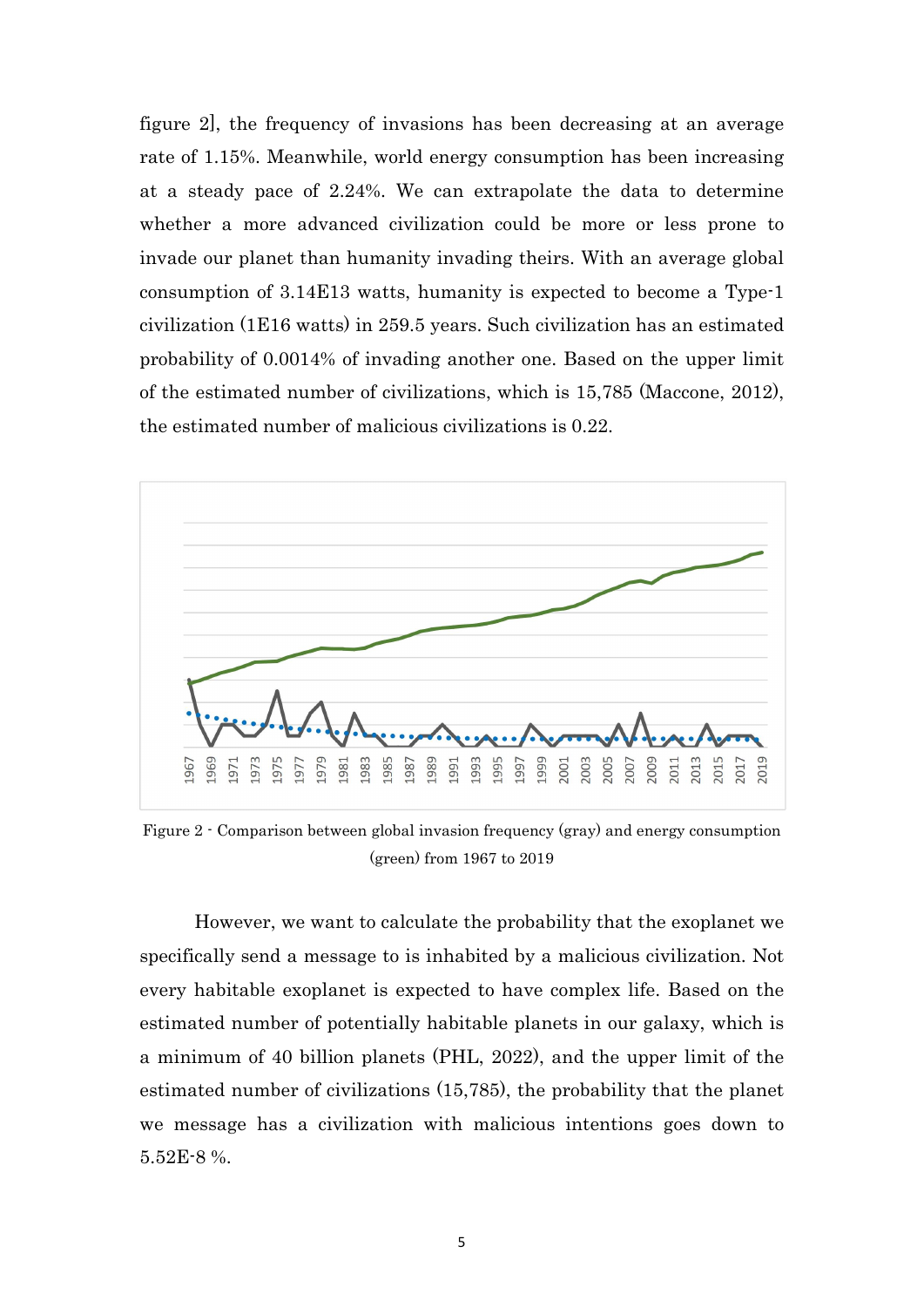figure 2], the frequency of invasions has been decreasing at an average rate of 1.15%. Meanwhile, world energy consumption has been increasing at a steady pace of 2.24%. We can extrapolate the data to determine whether a more advanced civilization could be more or less prone to invade our planet than humanity invading theirs. With an average global consumption of 3.14E13 watts, humanity is expected to become a Type-1 civilization (1E16 watts) in 259.5 years. Such civilization has an estimated probability of 0.0014% of invading another one. Based on the upper limit of the estimated number of civilizations, which is 15,785 (Maccone, 2012), the estimated number of malicious civilizations is 0.22.

1967
1969
1971
1973
1975
1977
1979
1981
1983
1985
1987
1989
1991
1993
1995
1997
1999
2001
2003
2005
2007
2009
2011
2013
2015
2017
2019

Figure 2 - Comparison between global invasion frequency (gray) and energy consumption (green) from 1967 to 2019

However, we want to calculate the probability that the exoplanet we specifically send a message to is inhabited by a malicious civilization. Not every habitable exoplanet is expected to have complex life. Based on the estimated number of potentially habitable planets in our galaxy, which is a minimum of 40 billion planets (PHL, 2022), and the upper limit of the estimated number of civilizations (15,785), the probability that the planet we message has a civilization with malicious intentions goes down to 5.52E-8 %.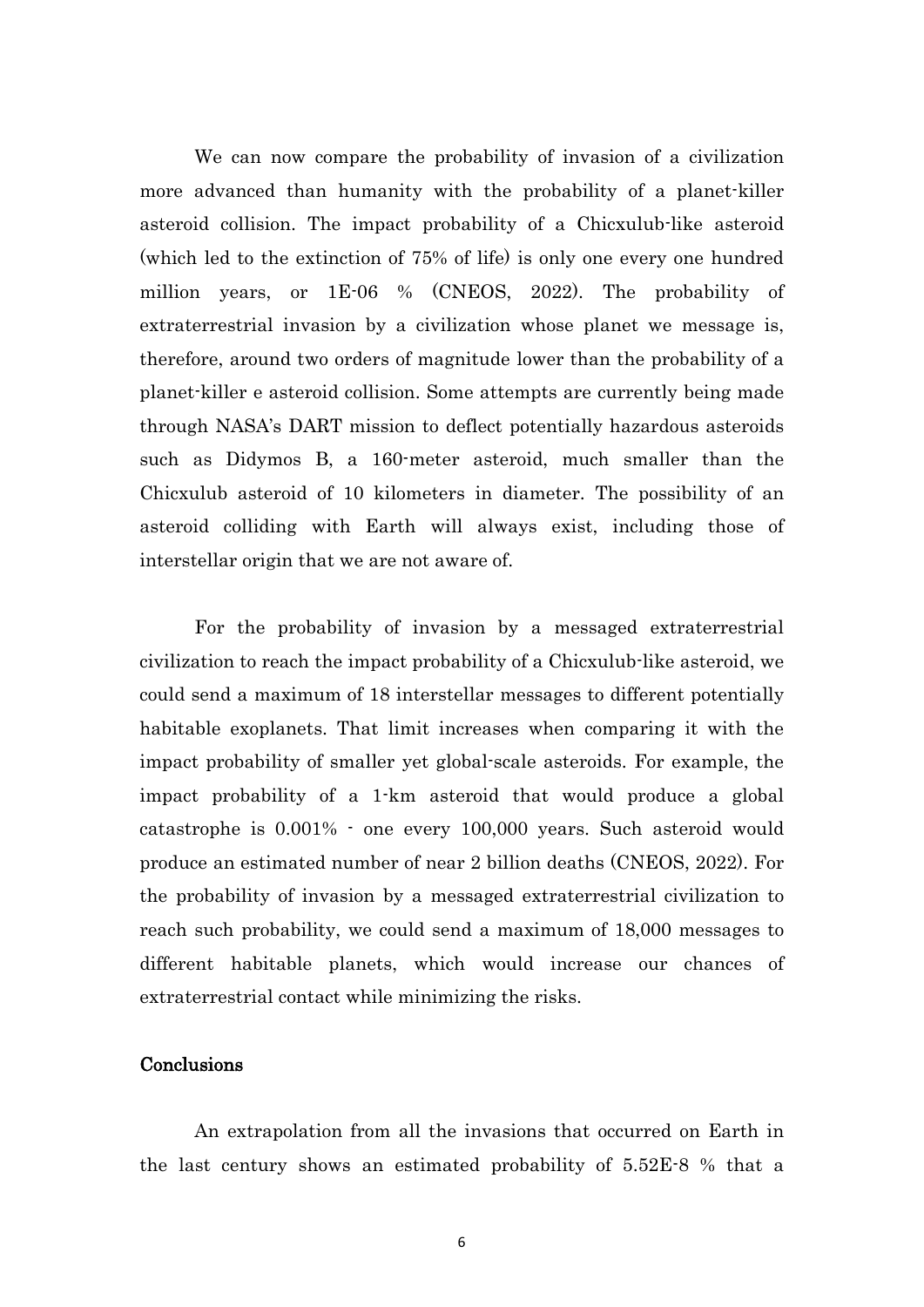We can now compare the probability of invasion of a civilization more advanced than humanity with the probability of a planet-killer asteroid collision. The impact probability of a Chicxulub-like asteroid (which led to the extinction of 75% of life) is only one every one hundred million years, or 1E-06 % (CNEOS, 2022). The probability of extraterrestrial invasion by a civilization whose planet we message is, therefore, around two orders of magnitude lower than the probability of a planet-killer e asteroid collision. Some attempts are currently being made through NASA's DART mission to deflect potentially hazardous asteroids such as Didymos B, a 160-meter asteroid, much smaller than the Chicxulub asteroid of 10 kilometers in diameter. The possibility of an asteroid colliding with Earth will always exist, including those of interstellar origin that we are not aware of.

For the probability of invasion by a messaged extraterrestrial civilization to reach the impact probability of a Chicxulub-like asteroid, we could send a maximum of 18 interstellar messages to different potentially habitable exoplanets. That limit increases when comparing it with the impact probability of smaller yet global-scale asteroids. For example, the impact probability of a 1-km asteroid that would produce a global catastrophe is 0.001% - one every 100,000 years. Such asteroid would produce an estimated number of near 2 billion deaths (CNEOS, 2022). For the probability of invasion by a messaged extraterrestrial civilization to reach such probability, we could send a maximum of 18,000 messages to different habitable planets, which would increase our chances of extraterrestrial contact while minimizing the risks.

## Conclusions

An extrapolation from all the invasions that occurred on Earth in the last century shows an estimated probability of 5.52E-8 % that a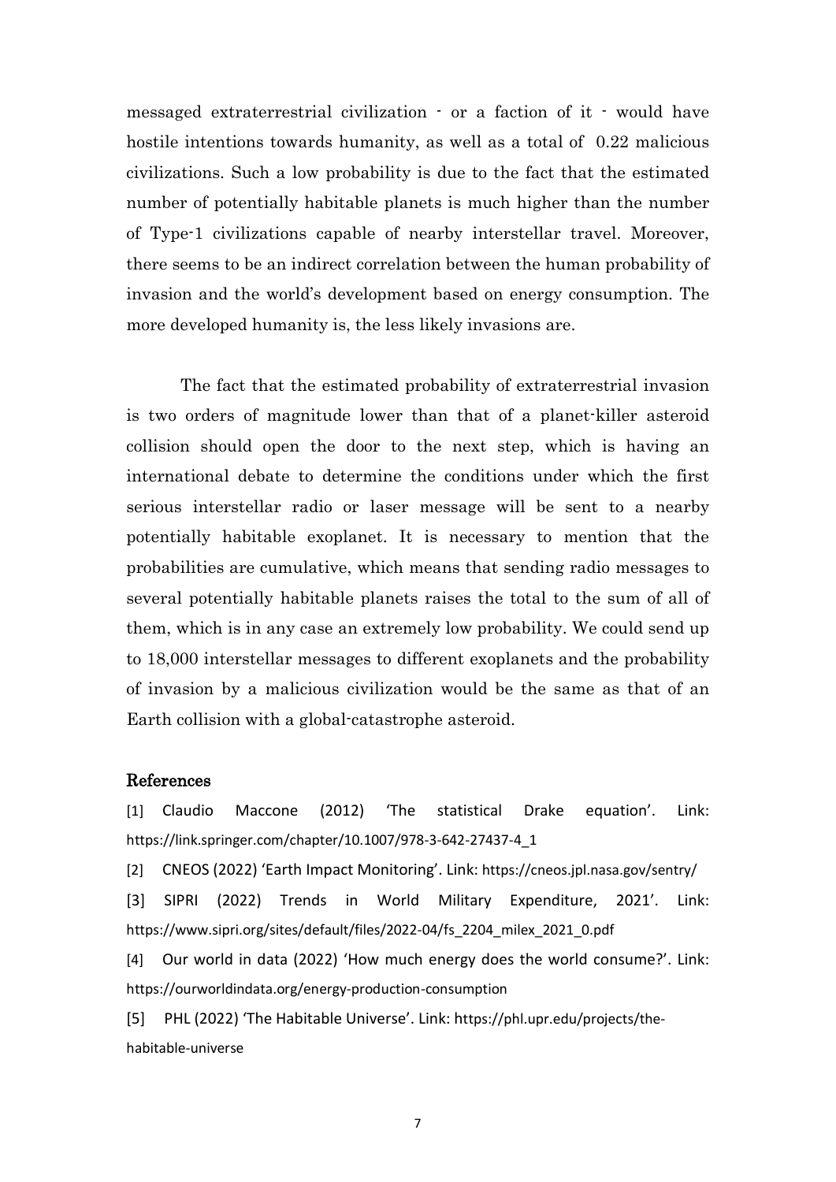messaged extraterrestrial civilization - or a faction of it - would have hostile intentions towards humanity, as well as a total of 0.22 malicious civilizations. Such a low probability is due to the fact that the estimated number of potentially habitable planets is much higher than the number of Type-1 civilizations capable of nearby interstellar travel. Moreover, there seems to be an indirect correlation between the human probability of invasion and the world's development based on energy consumption. The more developed humanity is, the less likely invasions are.

The fact that the estimated probability of extraterrestrial invasion is two orders of magnitude lower than that of a planet-killer asteroid collision should open the door to the next step, which is having an international debate to determine the conditions under which the first serious interstellar radio or laser message will be sent to a nearby potentially habitable exoplanet. It is necessary to mention that the probabilities are cumulative, which means that sending radio messages to several potentially habitable planets raises the total to the sum of all of them, which is in any case an extremely low probability. We could send up to 18,000 interstellar messages to different exoplanets and the probability of invasion by a malicious civilization would be the same as that of an Earth collision with a global-catastrophe asteroid.

## References

[1] Claudio Maccone (2012) 'The statistical Drake equation'. Link: https://link.springer.com/chapter/10.1007/978-3-642-27437-4_1

[2] CNEOS (2022) 'Earth Impact Monitoring'. Link: https://cneos.jpl.nasa.gov/sentry/

[3] SIPRI (2022) Trends in World Military Expenditure, 2021'. Link: https://www.sipri.org/sites/default/files/2022-04/fs_2204_milex_2021_0.pdf

[4] Our world in data (2022) 'How much energy does the world consume?'. Link: https://ourworldindata.org/energy-production-consumption

[5] PHL (2022) 'The Habitable Universe'. Link: https://phl.upr.edu/projects/the-habitable-universe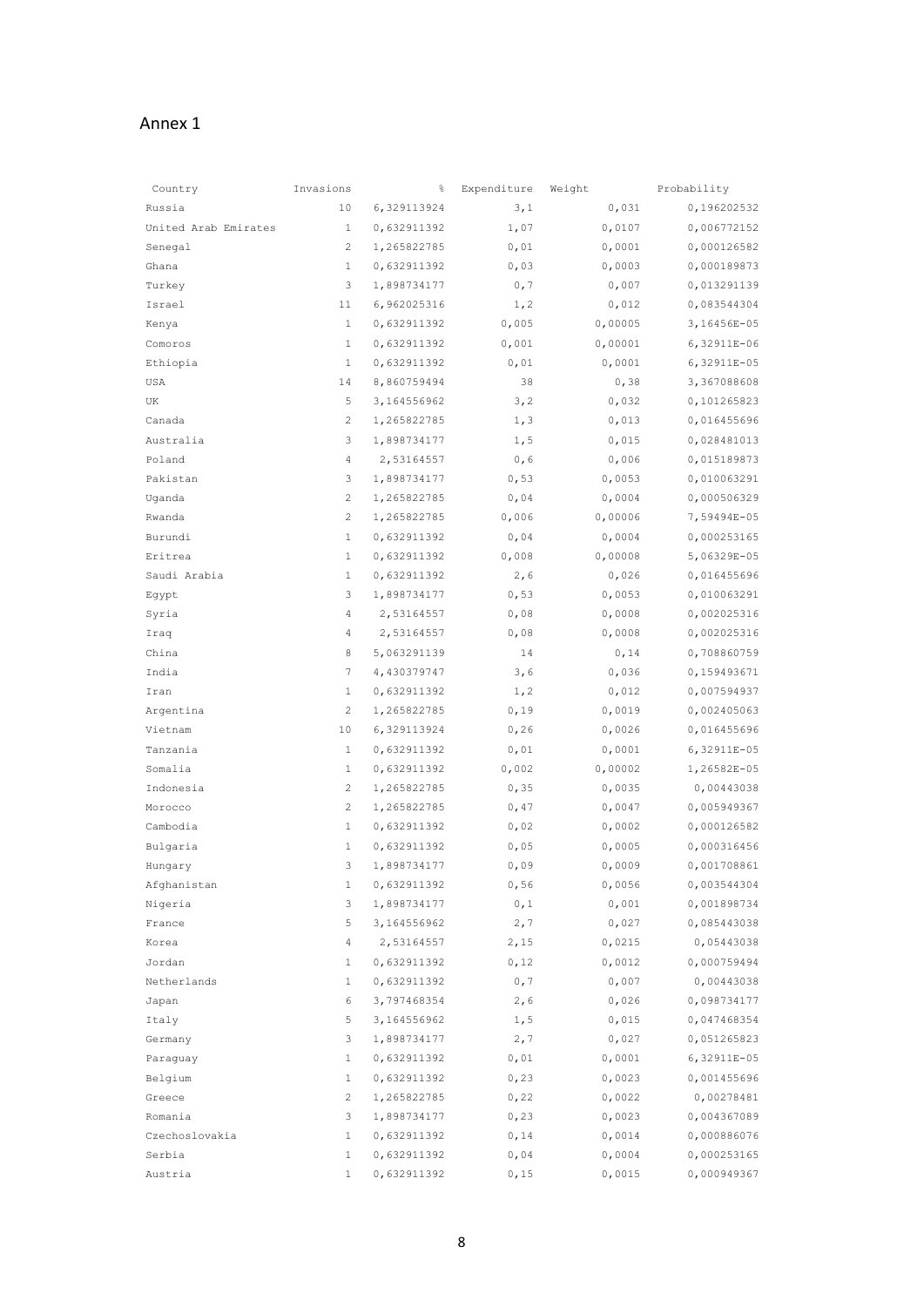## Annex 1

| Country | Invasions | % | Expenditure | Weight | Probability |
|---|---|---|---|---|---|
| Russia | 10 | 6,329113924 | 3,1 | 0,031 | 0,196202532 |
| United Arab Emirates | 1 | 0,632911392 | 1,07 | 0,0107 | 0,006772152 |
| Senegal | 2 | 1,265822785 | 0,01 | 0,0001 | 0,000126582 |
| Ghana | 1 | 0,632911392 | 0,03 | 0,0003 | 0,000189873 |
| Turkey | 3 | 1,898734177 | 0,7 | 0,007 | 0,013291139 |
| Israel | 11 | 6,962025316 | 1,2 | 0,012 | 0,083544304 |
| Kenya | 1 | 0,632911392 | 0,005 | 0,00005 | 3,16456E-05 |
| Comoros | 1 | 0,632911392 | 0,001 | 0,00001 | 6,32911E-06 |
| Ethiopia | 1 | 0,632911392 | 0,01 | 0,0001 | 6,32911E-05 |
| USA | 14 | 8,860759494 | 38 | 0,38 | 3,367088608 |
| UK | 5 | 3,164556962 | 3,2 | 0,032 | 0,101265823 |
| Canada | 2 | 1,265822785 | 1,3 | 0,013 | 0,016455696 |
| Australia | 3 | 1,898734177 | 1,5 | 0,015 | 0,028481013 |
| Poland | 4 | 2,53164557 | 0,6 | 0,006 | 0,015189873 |
| Pakistan | 3 | 1,898734177 | 0,53 | 0,0053 | 0,010063291 |
| Uganda | 2 | 1,265822785 | 0,04 | 0,0004 | 0,000506329 |
| Rwanda | 2 | 1,265822785 | 0,006 | 0,00006 | 7,59494E-05 |
| Burundi | 1 | 0,632911392 | 0,04 | 0,0004 | 0,000253165 |
| Eritrea | 1 | 0,632911392 | 0,008 | 0,00008 | 5,06329E-05 |
| Saudi Arabia | 1 | 0,632911392 | 2,6 | 0,026 | 0,016455696 |
| Egypt | 3 | 1,898734177 | 0,53 | 0,0053 | 0,010063291 |
| Syria | 4 | 2,53164557 | 0,08 | 0,0008 | 0,002025316 |
| Iraq | 4 | 2,53164557 | 0,08 | 0,0008 | 0,002025316 |
| China | 8 | 5,063291139 | 14 | 0,14 | 0,708860759 |
| India | 7 | 4,430379747 | 3,6 | 0,036 | 0,159493671 |
| Iran | 1 | 0,632911392 | 1,2 | 0,012 | 0,007594937 |
| Argentina | 2 | 1,265822785 | 0,19 | 0,0019 | 0,002405063 |
| Vietnam | 10 | 6,329113924 | 0,26 | 0,0026 | 0,016455696 |
| Tanzania | 1 | 0,632911392 | 0,01 | 0,0001 | 6,32911E-05 |
| Somalia | 1 | 0,632911392 | 0,002 | 0,00002 | 1,26582E-05 |
| Indonesia | 2 | 1,265822785 | 0,35 | 0,0035 | 0,00443038 |
| Morocco | 2 | 1,265822785 | 0,47 | 0,0047 | 0,005949367 |
| Cambodia | 1 | 0,632911392 | 0,02 | 0,0002 | 0,000126582 |
| Bulgaria | 1 | 0,632911392 | 0,05 | 0,0005 | 0,000316456 |
| Hungary | 3 | 1,898734177 | 0,09 | 0,0009 | 0,001708861 |
| Afghanistan | 1 | 0,632911392 | 0,56 | 0,0056 | 0,003544304 |
| Nigeria | 3 | 1,898734177 | 0,1 | 0,001 | 0,001898734 |
| France | 5 | 3,164556962 | 2,7 | 0,027 | 0,085443038 |
| Korea | 4 | 2,53164557 | 2,15 | 0,0215 | 0,05443038 |
| Jordan | 1 | 0,632911392 | 0,12 | 0,0012 | 0,000759494 |
| Netherlands | 1 | 0,632911392 | 0,7 | 0,007 | 0,00443038 |
| Japan | 6 | 3,797468354 | 2,6 | 0,026 | 0,098734177 |
| Italy | 5 | 3,164556962 | 1,5 | 0,015 | 0,047468354 |
| Germany | 3 | 1,898734177 | 2,7 | 0,027 | 0,051265823 |
| Paraguay | 1 | 0,632911392 | 0,01 | 0,0001 | 6,32911E-05 |
| Belgium | 1 | 0,632911392 | 0,23 | 0,0023 | 0,001455696 |
| Greece | 2 | 1,265822785 | 0,22 | 0,0022 | 0,00278481 |
| Romania | 3 | 1,898734177 | 0,23 | 0,0023 | 0,004367089 |
| Czechoslovakia | 1 | 0,632911392 | 0,14 | 0,0014 | 0,000886076 |
| Serbia | 1 | 0,632911392 | 0,04 | 0,0004 | 0,000253165 |
| Austria | 1 | 0,632911392 | 0,15 | 0,0015 | 0,000949367 |